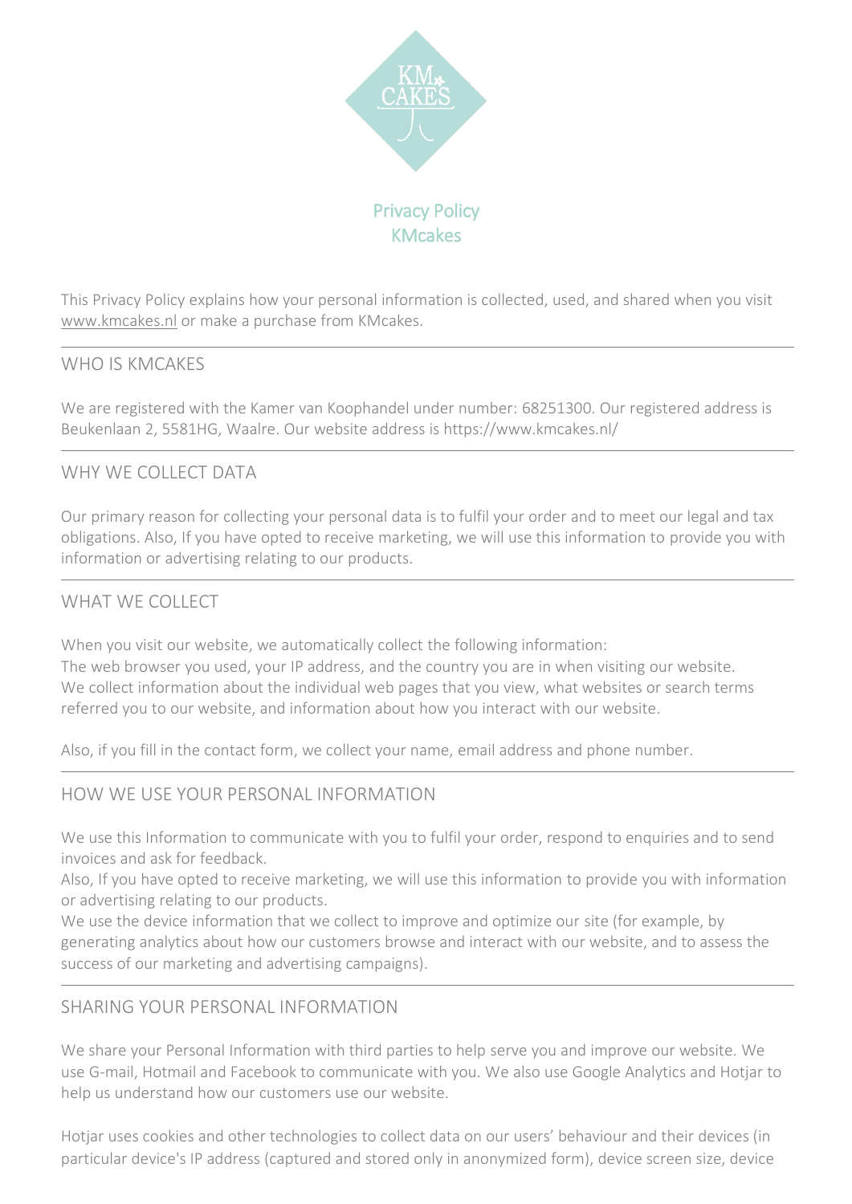# Privacy Policy
# KMcakes

This Privacy Policy explains how your personal information is collected, used, and shared when you visit www.kmcakes.nl or make a purchase from KMcakes.

## WHO IS KMCAKES

We are registered with the Kamer van Koophandel under number: 68251300. Our registered address is Beukenlaan 2, 5581HG, Waalre. Our website address is https://www.kmcakes.nl/

## WHY WE COLLECT DATA

Our primary reason for collecting your personal data is to fulfil your order and to meet our legal and tax obligations. Also, If you have opted to receive marketing, we will use this information to provide you with information or advertising relating to our products.

## WHAT WE COLLECT

When you visit our website, we automatically collect the following information:
The web browser you used, your IP address, and the country you are in when visiting our website.
We collect information about the individual web pages that you view, what websites or search terms referred you to our website, and information about how you interact with our website.

Also, if you fill in the contact form, we collect your name, email address and phone number.

## HOW WE USE YOUR PERSONAL INFORMATION

We use this Information to communicate with you to fulfil your order, respond to enquiries and to send invoices and ask for feedback.
Also, If you have opted to receive marketing, we will use this information to provide you with information or advertising relating to our products.
We use the device information that we collect to improve and optimize our site (for example, by generating analytics about how our customers browse and interact with our website, and to assess the success of our marketing and advertising campaigns).

## SHARING YOUR PERSONAL INFORMATION

We share your Personal Information with third parties to help serve you and improve our website. We use G-mail, Hotmail and Facebook to communicate with you. We also use Google Analytics and Hotjar to help us understand how our customers use our website.

Hotjar uses cookies and other technologies to collect data on our users' behaviour and their devices (in particular device's IP address (captured and stored only in anonymized form), device screen size, device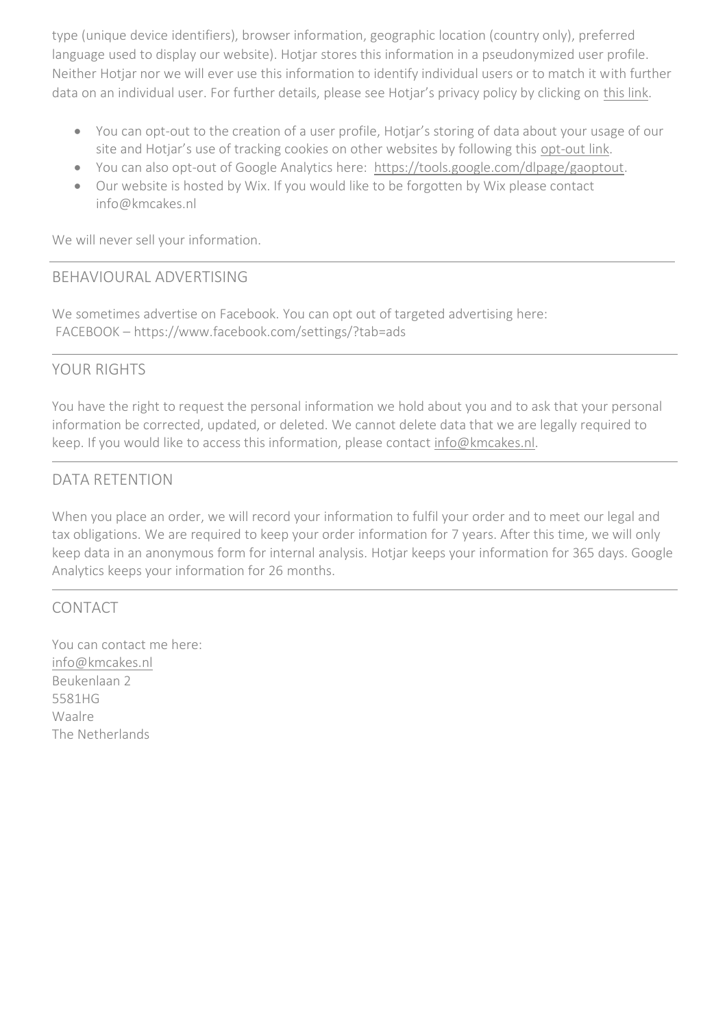type (unique device identifiers), browser information, geographic location (country only), preferred language used to display our website). Hotjar stores this information in a pseudonymized user profile. Neither Hotjar nor we will ever use this information to identify individual users or to match it with further data on an individual user. For further details, please see Hotjar's privacy policy by clicking on this link.

- You can opt-out to the creation of a user profile, Hotjar's storing of data about your usage of our site and Hotjar's use of tracking cookies on other websites by following this opt-out link.
- You can also opt-out of Google Analytics here: https://tools.google.com/dlpage/gaoptout.
- Our website is hosted by Wix. If you would like to be forgotten by Wix please contact info@kmcakes.nl

We will never sell your information.

## BEHAVIOURAL ADVERTISING

We sometimes advertise on Facebook. You can opt out of targeted advertising here:
FACEBOOK – https://www.facebook.com/settings/?tab=ads

## YOUR RIGHTS

You have the right to request the personal information we hold about you and to ask that your personal information be corrected, updated, or deleted. We cannot delete data that we are legally required to keep. If you would like to access this information, please contact info@kmcakes.nl.

## DATA RETENTION

When you place an order, we will record your information to fulfil your order and to meet our legal and tax obligations. We are required to keep your order information for 7 years. After this time, we will only keep data in an anonymous form for internal analysis. Hotjar keeps your information for 365 days. Google Analytics keeps your information for 26 months.

## CONTACT

You can contact me here:
info@kmcakes.nl
Beukenlaan 2
5581HG
Waalre
The Netherlands